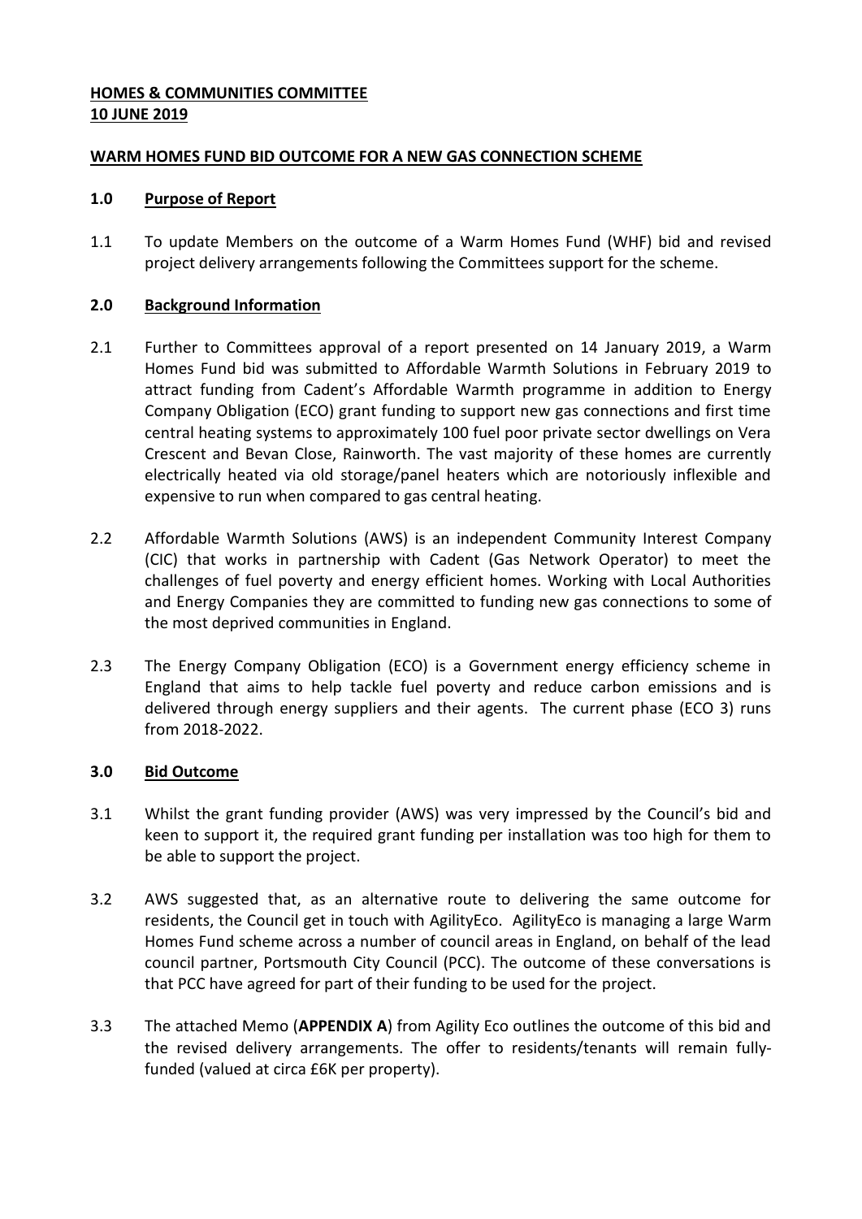**HOMES & COMMUNITIES COMMITTEE**
**10 JUNE 2019**

**WARM HOMES FUND BID OUTCOME FOR A NEW GAS CONNECTION SCHEME**

## 1.0 Purpose of Report

1.1 To update Members on the outcome of a Warm Homes Fund (WHF) bid and revised project delivery arrangements following the Committees support for the scheme.

## 2.0 Background Information

2.1 Further to Committees approval of a report presented on 14 January 2019, a Warm Homes Fund bid was submitted to Affordable Warmth Solutions in February 2019 to attract funding from Cadent's Affordable Warmth programme in addition to Energy Company Obligation (ECO) grant funding to support new gas connections and first time central heating systems to approximately 100 fuel poor private sector dwellings on Vera Crescent and Bevan Close, Rainworth. The vast majority of these homes are currently electrically heated via old storage/panel heaters which are notoriously inflexible and expensive to run when compared to gas central heating.

2.2 Affordable Warmth Solutions (AWS) is an independent Community Interest Company (CIC) that works in partnership with Cadent (Gas Network Operator) to meet the challenges of fuel poverty and energy efficient homes. Working with Local Authorities and Energy Companies they are committed to funding new gas connections to some of the most deprived communities in England.

2.3 The Energy Company Obligation (ECO) is a Government energy efficiency scheme in England that aims to help tackle fuel poverty and reduce carbon emissions and is delivered through energy suppliers and their agents. The current phase (ECO 3) runs from 2018-2022.

## 3.0 Bid Outcome

3.1 Whilst the grant funding provider (AWS) was very impressed by the Council's bid and keen to support it, the required grant funding per installation was too high for them to be able to support the project.

3.2 AWS suggested that, as an alternative route to delivering the same outcome for residents, the Council get in touch with AgilityEco. AgilityEco is managing a large Warm Homes Fund scheme across a number of council areas in England, on behalf of the lead council partner, Portsmouth City Council (PCC). The outcome of these conversations is that PCC have agreed for part of their funding to be used for the project.

3.3 The attached Memo (**APPENDIX A**) from Agility Eco outlines the outcome of this bid and the revised delivery arrangements. The offer to residents/tenants will remain fully-funded (valued at circa £6K per property).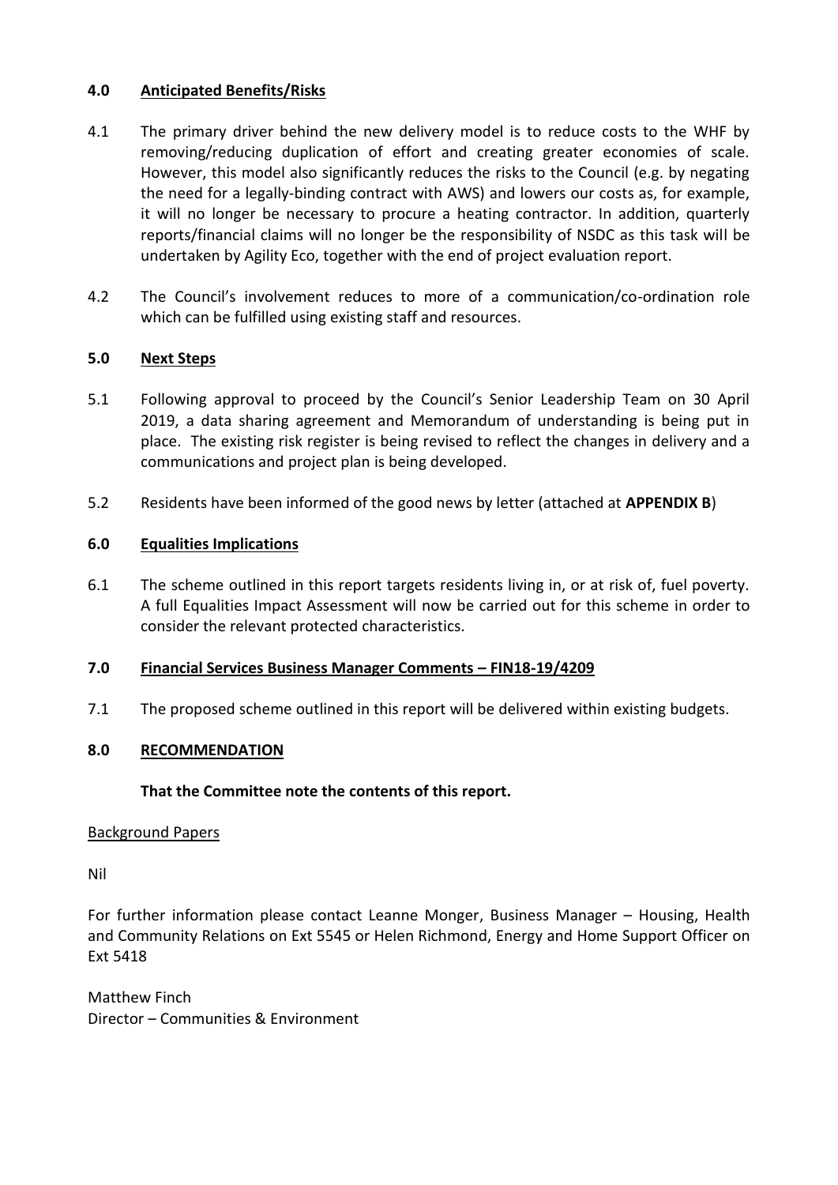## 4.0 Anticipated Benefits/Risks

4.1 The primary driver behind the new delivery model is to reduce costs to the WHF by removing/reducing duplication of effort and creating greater economies of scale. However, this model also significantly reduces the risks to the Council (e.g. by negating the need for a legally-binding contract with AWS) and lowers our costs as, for example, it will no longer be necessary to procure a heating contractor. In addition, quarterly reports/financial claims will no longer be the responsibility of NSDC as this task will be undertaken by Agility Eco, together with the end of project evaluation report.

4.2 The Council's involvement reduces to more of a communication/co-ordination role which can be fulfilled using existing staff and resources.

## 5.0 Next Steps

5.1 Following approval to proceed by the Council's Senior Leadership Team on 30 April 2019, a data sharing agreement and Memorandum of understanding is being put in place. The existing risk register is being revised to reflect the changes in delivery and a communications and project plan is being developed.

5.2 Residents have been informed of the good news by letter (attached at **APPENDIX B**)

## 6.0 Equalities Implications

6.1 The scheme outlined in this report targets residents living in, or at risk of, fuel poverty. A full Equalities Impact Assessment will now be carried out for this scheme in order to consider the relevant protected characteristics.

## 7.0 Financial Services Business Manager Comments – FIN18-19/4209

7.1 The proposed scheme outlined in this report will be delivered within existing budgets.

## 8.0 RECOMMENDATION

**That the Committee note the contents of this report.**

Background Papers

Nil

For further information please contact Leanne Monger, Business Manager – Housing, Health and Community Relations on Ext 5545 or Helen Richmond, Energy and Home Support Officer on Ext 5418

Matthew Finch
Director – Communities & Environment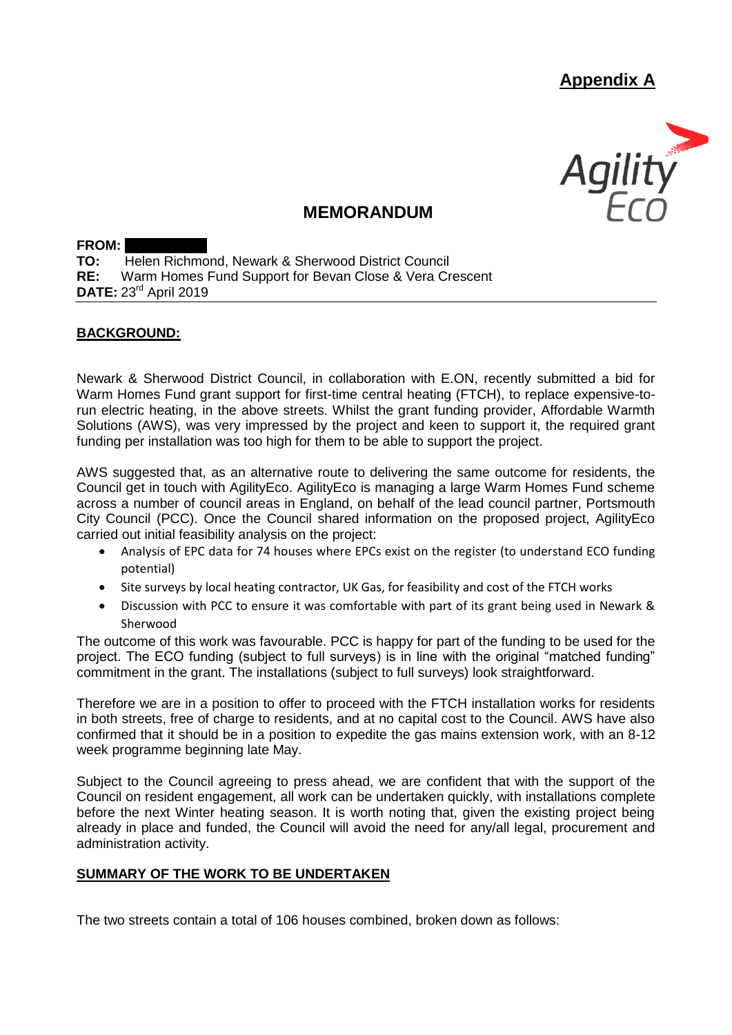**Appendix A**

## MEMORANDUM

**FROM:**
**TO:** Helen Richmond, Newark & Sherwood District Council
**RE:** Warm Homes Fund Support for Bevan Close & Vera Crescent
**DATE:** 23rd April 2019

---

**BACKGROUND:**

Newark & Sherwood District Council, in collaboration with E.ON, recently submitted a bid for Warm Homes Fund grant support for first-time central heating (FTCH), to replace expensive-to-run electric heating, in the above streets. Whilst the grant funding provider, Affordable Warmth Solutions (AWS), was very impressed by the project and keen to support it, the required grant funding per installation was too high for them to be able to support the project.

AWS suggested that, as an alternative route to delivering the same outcome for residents, the Council get in touch with AgilityEco. AgilityEco is managing a large Warm Homes Fund scheme across a number of council areas in England, on behalf of the lead council partner, Portsmouth City Council (PCC). Once the Council shared information on the proposed project, AgilityEco carried out initial feasibility analysis on the project:

- Analysis of EPC data for 74 houses where EPCs exist on the register (to understand ECO funding potential)
- Site surveys by local heating contractor, UK Gas, for feasibility and cost of the FTCH works
- Discussion with PCC to ensure it was comfortable with part of its grant being used in Newark & Sherwood

The outcome of this work was favourable. PCC is happy for part of the funding to be used for the project. The ECO funding (subject to full surveys) is in line with the original "matched funding" commitment in the grant. The installations (subject to full surveys) look straightforward.

Therefore we are in a position to offer to proceed with the FTCH installation works for residents in both streets, free of charge to residents, and at no capital cost to the Council. AWS have also confirmed that it should be in a position to expedite the gas mains extension work, with an 8-12 week programme beginning late May.

Subject to the Council agreeing to press ahead, we are confident that with the support of the Council on resident engagement, all work can be undertaken quickly, with installations complete before the next Winter heating season. It is worth noting that, given the existing project being already in place and funded, the Council will avoid the need for any/all legal, procurement and administration activity.

**SUMMARY OF THE WORK TO BE UNDERTAKEN**

The two streets contain a total of 106 houses combined, broken down as follows: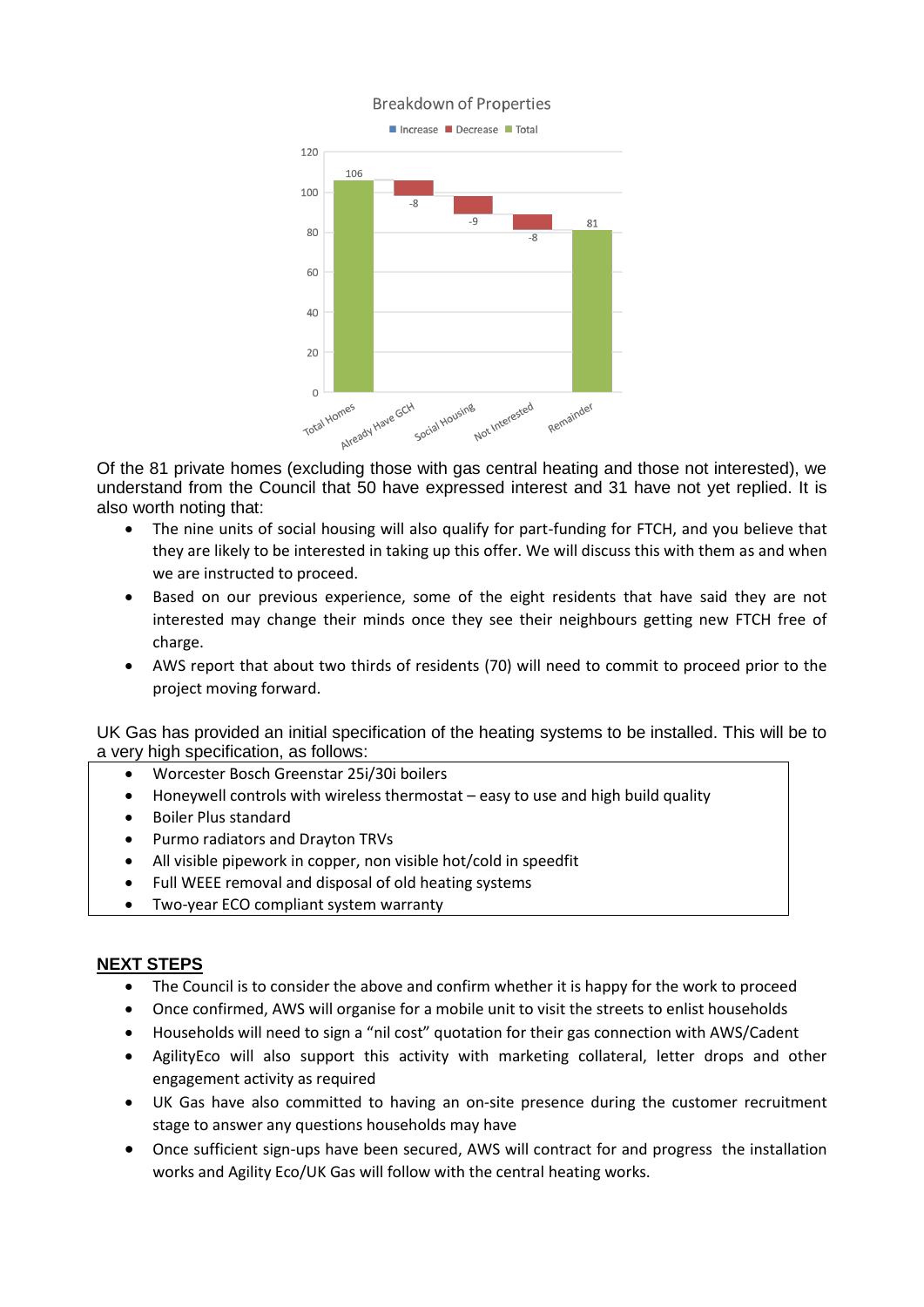**Breakdown of Properties**

| Category | Value |
|---|---|
| Total Homes | 106 |
| Already Have GCH | -8 |
| Social Housing | -9 |
| Not Interested | -8 |
| Remainder | 81 |

Of the 81 private homes (excluding those with gas central heating and those not interested), we understand from the Council that 50 have expressed interest and 31 have not yet replied. It is also worth noting that:

- The nine units of social housing will also qualify for part-funding for FTCH, and you believe that they are likely to be interested in taking up this offer. We will discuss this with them as and when we are instructed to proceed.
- Based on our previous experience, some of the eight residents that have said they are not interested may change their minds once they see their neighbours getting new FTCH free of charge.
- AWS report that about two thirds of residents (70) will need to commit to proceed prior to the project moving forward.

UK Gas has provided an initial specification of the heating systems to be installed. This will be to a very high specification, as follows:

- Worcester Bosch Greenstar 25i/30i boilers
- Honeywell controls with wireless thermostat – easy to use and high build quality
- Boiler Plus standard
- Purmo radiators and Drayton TRVs
- All visible pipework in copper, non visible hot/cold in speedfit
- Full WEEE removal and disposal of old heating systems
- Two-year ECO compliant system warranty

## NEXT STEPS

- The Council is to consider the above and confirm whether it is happy for the work to proceed
- Once confirmed, AWS will organise for a mobile unit to visit the streets to enlist households
- Households will need to sign a "nil cost" quotation for their gas connection with AWS/Cadent
- AgilityEco will also support this activity with marketing collateral, letter drops and other engagement activity as required
- UK Gas have also committed to having an on-site presence during the customer recruitment stage to answer any questions households may have
- Once sufficient sign-ups have been secured, AWS will contract for and progress the installation works and Agility Eco/UK Gas will follow with the central heating works.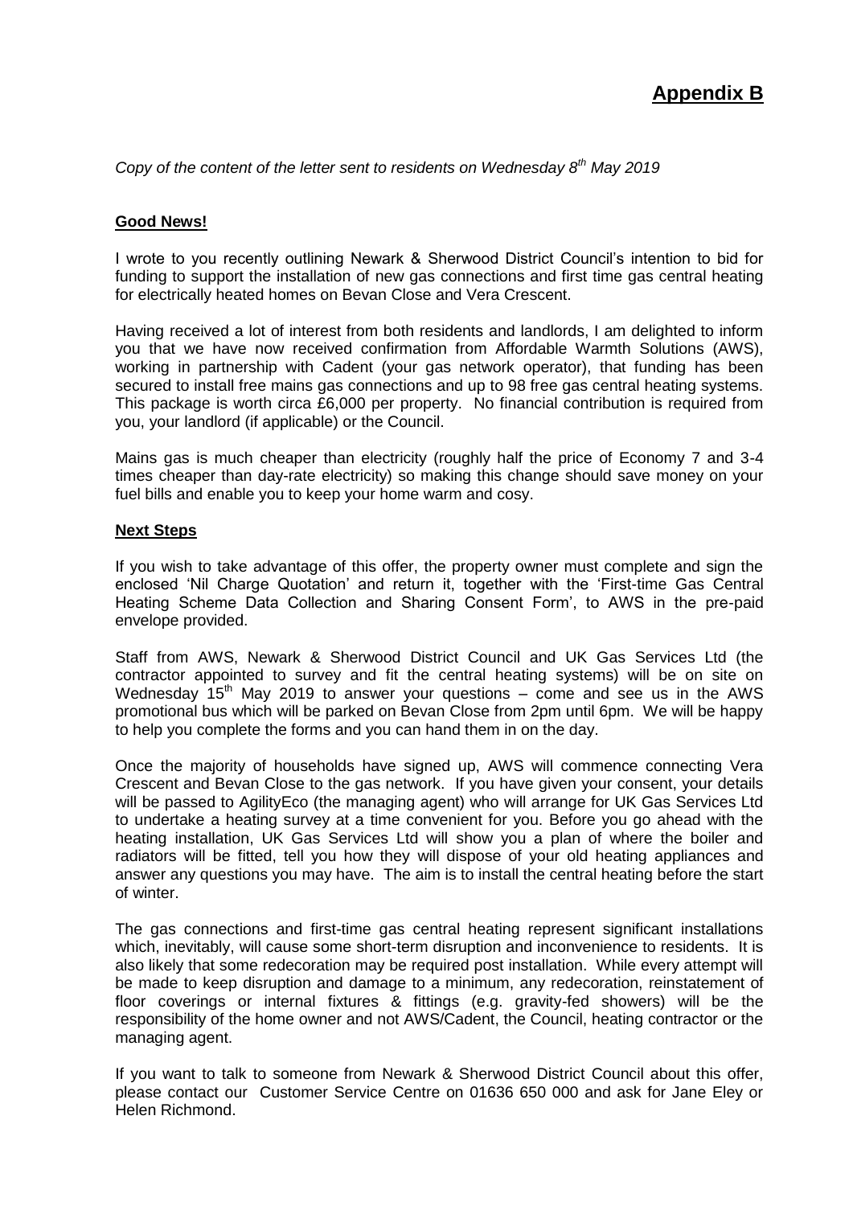# Appendix B

*Copy of the content of the letter sent to residents on Wednesday 8th May 2019*

**Good News!**

I wrote to you recently outlining Newark & Sherwood District Council's intention to bid for funding to support the installation of new gas connections and first time gas central heating for electrically heated homes on Bevan Close and Vera Crescent.

Having received a lot of interest from both residents and landlords, I am delighted to inform you that we have now received confirmation from Affordable Warmth Solutions (AWS), working in partnership with Cadent (your gas network operator), that funding has been secured to install free mains gas connections and up to 98 free gas central heating systems. This package is worth circa £6,000 per property. No financial contribution is required from you, your landlord (if applicable) or the Council.

Mains gas is much cheaper than electricity (roughly half the price of Economy 7 and 3-4 times cheaper than day-rate electricity) so making this change should save money on your fuel bills and enable you to keep your home warm and cosy.

**Next Steps**

If you wish to take advantage of this offer, the property owner must complete and sign the enclosed 'Nil Charge Quotation' and return it, together with the 'First-time Gas Central Heating Scheme Data Collection and Sharing Consent Form', to AWS in the pre-paid envelope provided.

Staff from AWS, Newark & Sherwood District Council and UK Gas Services Ltd (the contractor appointed to survey and fit the central heating systems) will be on site on Wednesday 15th May 2019 to answer your questions – come and see us in the AWS promotional bus which will be parked on Bevan Close from 2pm until 6pm. We will be happy to help you complete the forms and you can hand them in on the day.

Once the majority of households have signed up, AWS will commence connecting Vera Crescent and Bevan Close to the gas network. If you have given your consent, your details will be passed to AgilityEco (the managing agent) who will arrange for UK Gas Services Ltd to undertake a heating survey at a time convenient for you. Before you go ahead with the heating installation, UK Gas Services Ltd will show you a plan of where the boiler and radiators will be fitted, tell you how they will dispose of your old heating appliances and answer any questions you may have. The aim is to install the central heating before the start of winter.

The gas connections and first-time gas central heating represent significant installations which, inevitably, will cause some short-term disruption and inconvenience to residents. It is also likely that some redecoration may be required post installation. While every attempt will be made to keep disruption and damage to a minimum, any redecoration, reinstatement of floor coverings or internal fixtures & fittings (e.g. gravity-fed showers) will be the responsibility of the home owner and not AWS/Cadent, the Council, heating contractor or the managing agent.

If you want to talk to someone from Newark & Sherwood District Council about this offer, please contact our Customer Service Centre on 01636 650 000 and ask for Jane Eley or Helen Richmond.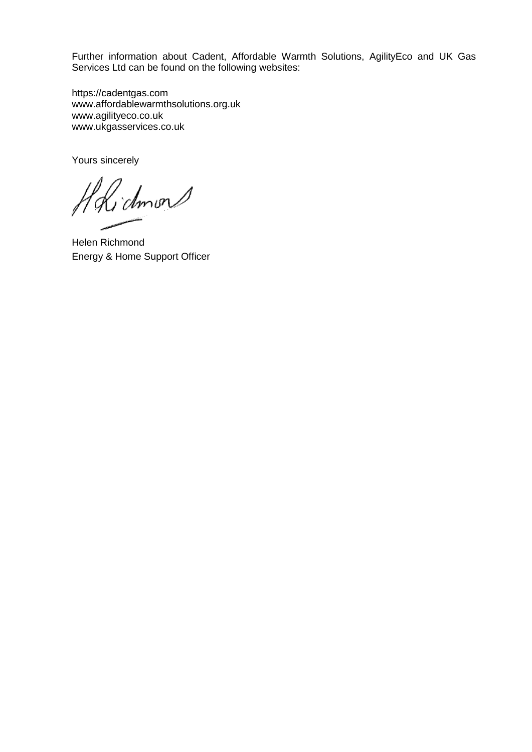Further information about Cadent, Affordable Warmth Solutions, AgilityEco and UK Gas Services Ltd can be found on the following websites:

https://cadentgas.com
www.affordablewarmthsolutions.org.uk
www.agilityeco.co.uk
www.ukgasservices.co.uk

Yours sincerely

Helen Richmond
Energy & Home Support Officer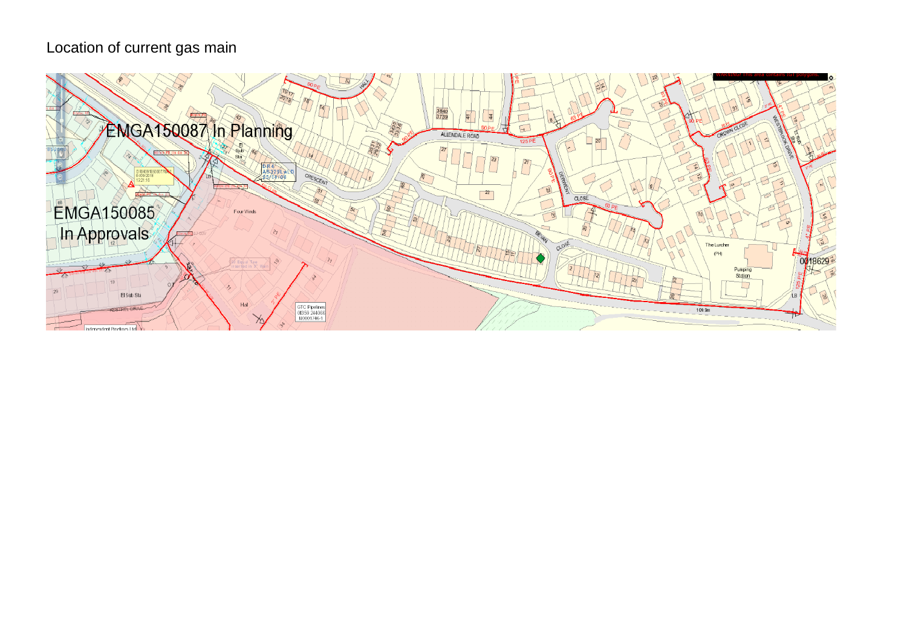Location of current gas main

EMGA150087 In Planning

EMGA150085
In Approvals